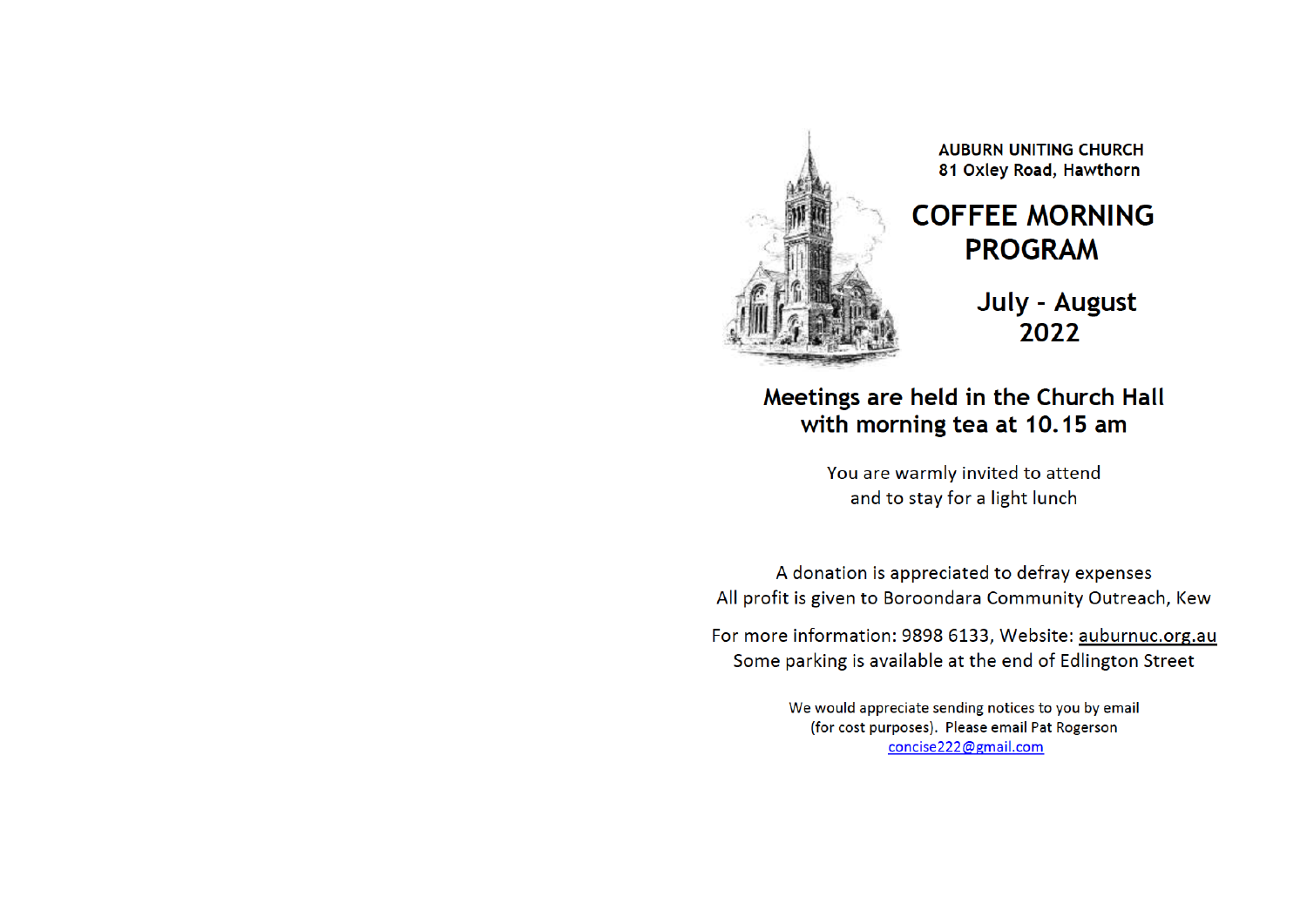**AUBURN UNITING CHURCH**
**81 Oxley Road, Hawthorn**

# COFFEE MORNING PROGRAM

## July - August 2022

### Meetings are held in the Church Hall with morning tea at 10.15 am

You are warmly invited to attend
and to stay for a light lunch

A donation is appreciated to defray expenses
All profit is given to Boroondara Community Outreach, Kew

For more information: 9898 6133, Website: auburnuc.org.au
Some parking is available at the end of Edlington Street

We would appreciate sending notices to you by email
(for cost purposes). Please email Pat Rogerson
concise222@gmail.com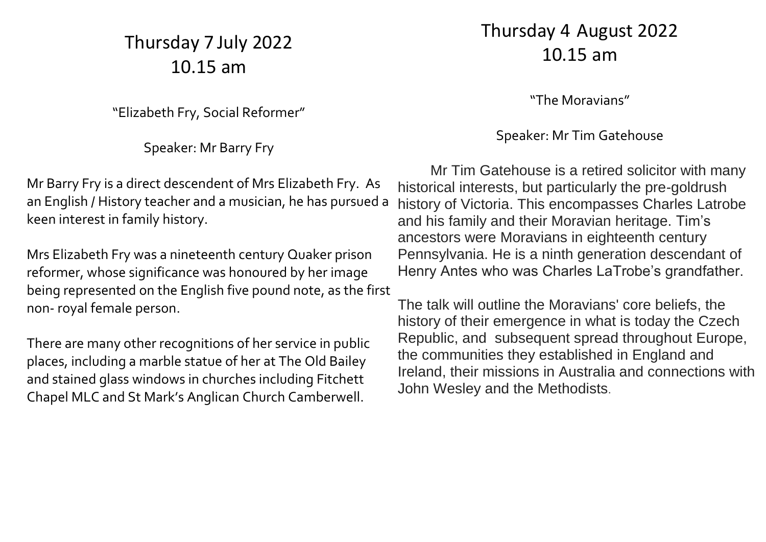## Thursday 7 July 2022
## 10.15 am

"Elizabeth Fry, Social Reformer"

Speaker: Mr Barry Fry

Mr Barry Fry is a direct descendent of Mrs Elizabeth Fry. As an English / History teacher and a musician, he has pursued a keen interest in family history.

Mrs Elizabeth Fry was a nineteenth century Quaker prison reformer, whose significance was honoured by her image being represented on the English five pound note, as the first non- royal female person.

There are many other recognitions of her service in public places, including a marble statue of her at The Old Bailey and stained glass windows in churches including Fitchett Chapel MLC and St Mark's Anglican Church Camberwell.

## Thursday 4 August 2022
## 10.15 am

"The Moravians"

Speaker: Mr Tim Gatehouse

Mr Tim Gatehouse is a retired solicitor with many historical interests, but particularly the pre-goldrush history of Victoria. This encompasses Charles Latrobe and his family and their Moravian heritage. Tim's ancestors were Moravians in eighteenth century Pennsylvania. He is a ninth generation descendant of Henry Antes who was Charles LaTrobe's grandfather.

The talk will outline the Moravians' core beliefs, the history of their emergence in what is today the Czech Republic, and subsequent spread throughout Europe, the communities they established in England and Ireland, their missions in Australia and connections with John Wesley and the Methodists.